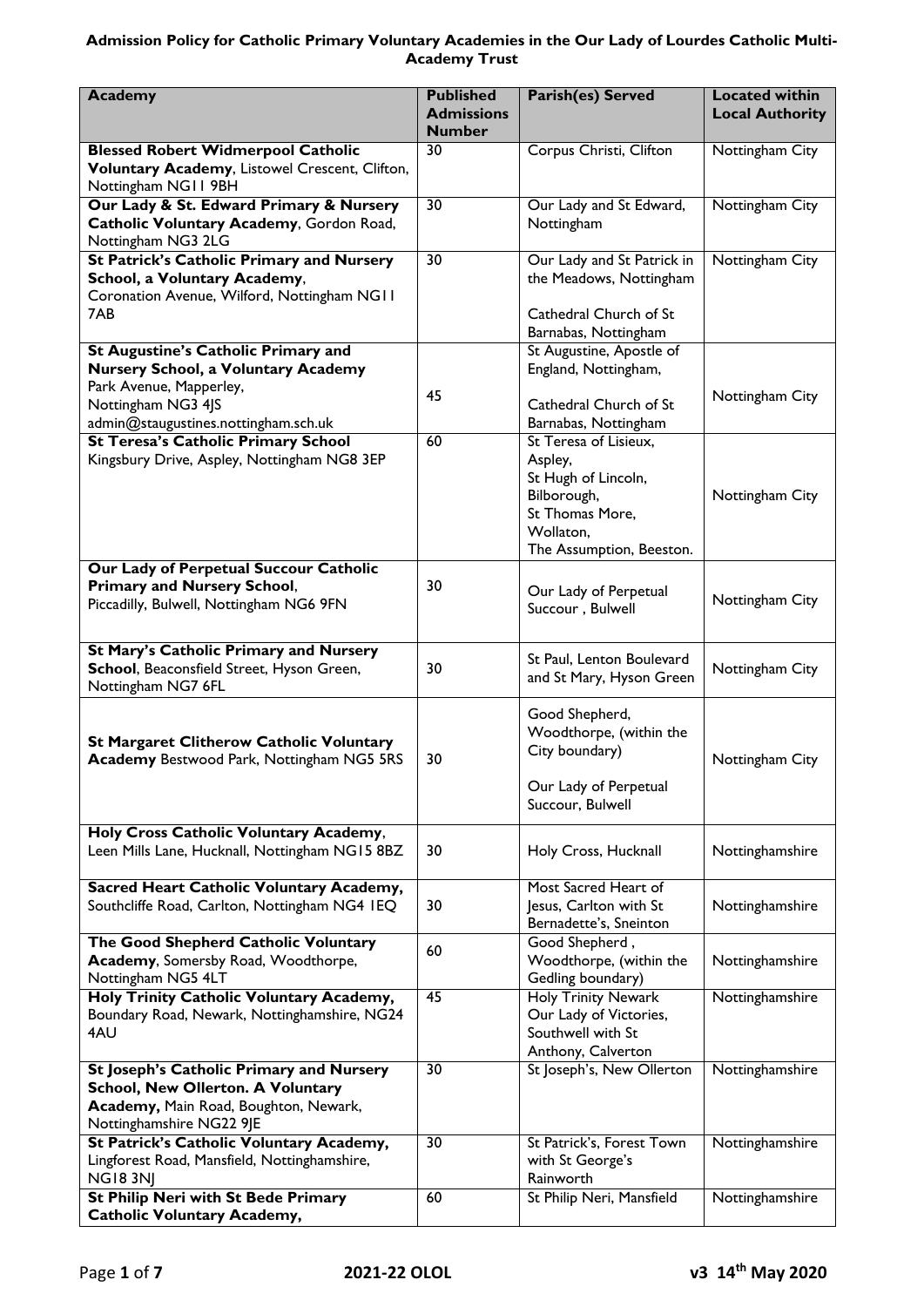**Admission Policy for Catholic Primary Voluntary Academies in the Our Lady of Lourdes Catholic Multi-Academy Trust**

| Academy | Published Admissions Number | Parish(es) Served | Located within Local Authority |
|---|---|---|---|
| **Blessed Robert Widmerpool Catholic Voluntary Academy**, Listowel Crescent, Clifton, Nottingham NG11 9BH | 30 | Corpus Christi, Clifton | Nottingham City |
| **Our Lady & St. Edward Primary & Nursery Catholic Voluntary Academy**, Gordon Road, Nottingham NG3 2LG | 30 | Our Lady and St Edward, Nottingham | Nottingham City |
| **St Patrick's Catholic Primary and Nursery School, a Voluntary Academy**, Coronation Avenue, Wilford, Nottingham NG11 7AB | 30 | Our Lady and St Patrick in the Meadows, Nottingham<br><br>Cathedral Church of St Barnabas, Nottingham | Nottingham City |
| **St Augustine's Catholic Primary and Nursery School, a Voluntary Academy** Park Avenue, Mapperley, Nottingham NG3 4JS admin@staugustines.nottingham.sch.uk | 45 | St Augustine, Apostle of England, Nottingham,<br><br>Cathedral Church of St Barnabas, Nottingham | Nottingham City |
| **St Teresa's Catholic Primary School** Kingsbury Drive, Aspley, Nottingham NG8 3EP | 60 | St Teresa of Lisieux, Aspley, St Hugh of Lincoln, Bilborough, St Thomas More, Wollaton, The Assumption, Beeston. | Nottingham City |
| **Our Lady of Perpetual Succour Catholic Primary and Nursery School**, Piccadilly, Bulwell, Nottingham NG6 9FN | 30 | Our Lady of Perpetual Succour , Bulwell | Nottingham City |
| **St Mary's Catholic Primary and Nursery School**, Beaconsfield Street, Hyson Green, Nottingham NG7 6FL | 30 | St Paul, Lenton Boulevard and St Mary, Hyson Green | Nottingham City |
| **St Margaret Clitherow Catholic Voluntary Academy** Bestwood Park, Nottingham NG5 5RS | 30 | Good Shepherd, Woodthorpe, (within the City boundary)<br><br>Our Lady of Perpetual Succour, Bulwell | Nottingham City |
| **Holy Cross Catholic Voluntary Academy**, Leen Mills Lane, Hucknall, Nottingham NG15 8BZ | 30 | Holy Cross, Hucknall | Nottinghamshire |
| **Sacred Heart Catholic Voluntary Academy,** Southcliffe Road, Carlton, Nottingham NG4 1EQ | 30 | Most Sacred Heart of Jesus, Carlton with St Bernadette's, Sneinton | Nottinghamshire |
| **The Good Shepherd Catholic Voluntary Academy**, Somersby Road, Woodthorpe, Nottingham NG5 4LT | 60 | Good Shepherd , Woodthorpe, (within the Gedling boundary) | Nottinghamshire |
| **Holy Trinity Catholic Voluntary Academy,** Boundary Road, Newark, Nottinghamshire, NG24 4AU | 45 | Holy Trinity Newark Our Lady of Victories, Southwell with St Anthony, Calverton | Nottinghamshire |
| **St Joseph's Catholic Primary and Nursery School, New Ollerton. A Voluntary Academy,** Main Road, Boughton, Newark, Nottinghamshire NG22 9JE | 30 | St Joseph's, New Ollerton | Nottinghamshire |
| **St Patrick's Catholic Voluntary Academy,** Lingforest Road, Mansfield, Nottinghamshire, NG18 3NJ | 30 | St Patrick's, Forest Town with St George's Rainworth | Nottinghamshire |
| **St Philip Neri with St Bede Primary Catholic Voluntary Academy,** | 60 | St Philip Neri, Mansfield | Nottinghamshire |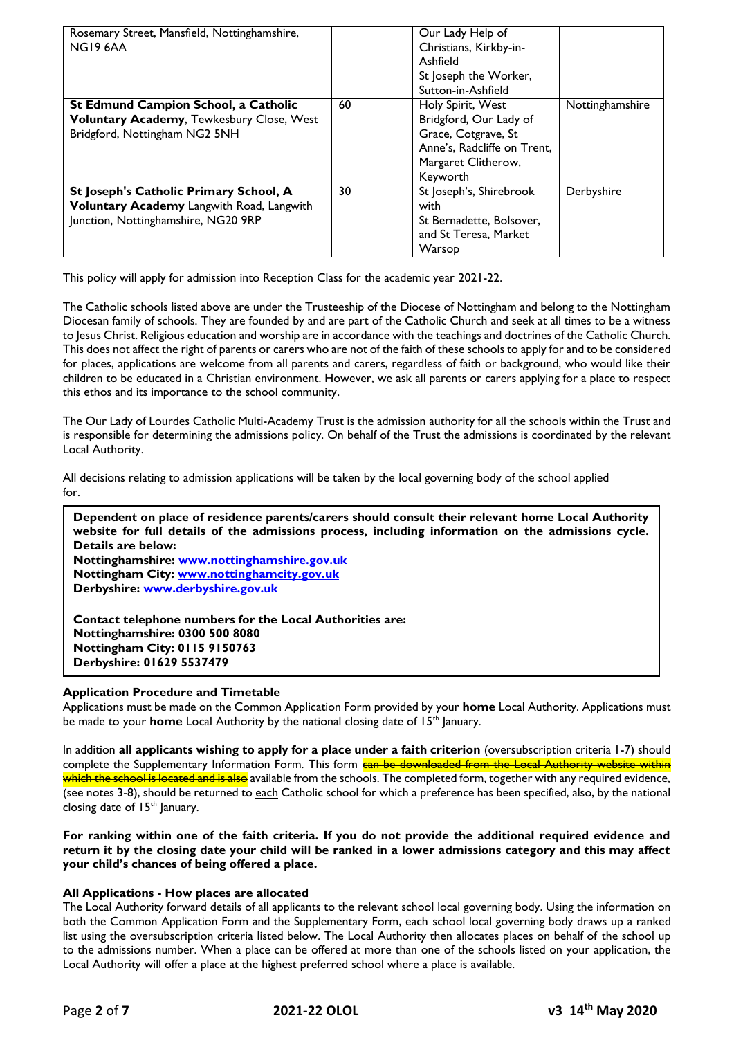| | | | |
|---|---|---|---|
| Rosemary Street, Mansfield, Nottinghamshire, NG19 6AA | | Our Lady Help of Christians, Kirkby-in-Ashfield<br>St Joseph the Worker, Sutton-in-Ashfield | |
| **St Edmund Campion School, a Catholic Voluntary Academy**, Tewkesbury Close, West Bridgford, Nottingham NG2 5NH | 60 | Holy Spirit, West Bridgford, Our Lady of Grace, Cotgrave, St Anne's, Radcliffe on Trent, Margaret Clitherow, Keyworth | Nottinghamshire |
| **St Joseph's Catholic Primary School, A Voluntary Academy** Langwith Road, Langwith Junction, Nottinghamshire, NG20 9RP | 30 | St Joseph's, Shirebrook with<br>St Bernadette, Bolsover, and St Teresa, Market Warsop | Derbyshire |

This policy will apply for admission into Reception Class for the academic year 2021-22.

The Catholic schools listed above are under the Trusteeship of the Diocese of Nottingham and belong to the Nottingham Diocesan family of schools. They are founded by and are part of the Catholic Church and seek at all times to be a witness to Jesus Christ. Religious education and worship are in accordance with the teachings and doctrines of the Catholic Church. This does not affect the right of parents or carers who are not of the faith of these schools to apply for and to be considered for places, applications are welcome from all parents and carers, regardless of faith or background, who would like their children to be educated in a Christian environment. However, we ask all parents or carers applying for a place to respect this ethos and its importance to the school community.

The Our Lady of Lourdes Catholic Multi-Academy Trust is the admission authority for all the schools within the Trust and is responsible for determining the admissions policy. On behalf of the Trust the admissions is coordinated by the relevant Local Authority.

All decisions relating to admission applications will be taken by the local governing body of the school applied for.

**Dependent on place of residence parents/carers should consult their relevant home Local Authority website for full details of the admissions process, including information on the admissions cycle. Details are below:**
**Nottinghamshire: www.nottinghamshire.gov.uk**
**Nottingham City: www.nottinghamcity.gov.uk**
**Derbyshire: www.derbyshire.gov.uk**

**Contact telephone numbers for the Local Authorities are:**
**Nottinghamshire: 0300 500 8080**
**Nottingham City: 0115 9150763**
**Derbyshire: 01629 5537479**

**Application Procedure and Timetable**

Applications must be made on the Common Application Form provided by your **home** Local Authority. Applications must be made to your **home** Local Authority by the national closing date of 15th January.

In addition **all applicants wishing to apply for a place under a faith criterion** (oversubscription criteria 1-7) should complete the Supplementary Information Form. This form ~~can be downloaded from the Local Authority website within which the school is located and is also~~ available from the schools. The completed form, together with any required evidence, (see notes 3-8), should be returned to each Catholic school for which a preference has been specified, also, by the national closing date of 15th January.

**For ranking within one of the faith criteria. If you do not provide the additional required evidence and return it by the closing date your child will be ranked in a lower admissions category and this may affect your child's chances of being offered a place.**

**All Applications - How places are allocated**

The Local Authority forward details of all applicants to the relevant school local governing body. Using the information on both the Common Application Form and the Supplementary Form, each school local governing body draws up a ranked list using the oversubscription criteria listed below. The Local Authority then allocates places on behalf of the school up to the admissions number. When a place can be offered at more than one of the schools listed on your application, the Local Authority will offer a place at the highest preferred school where a place is available.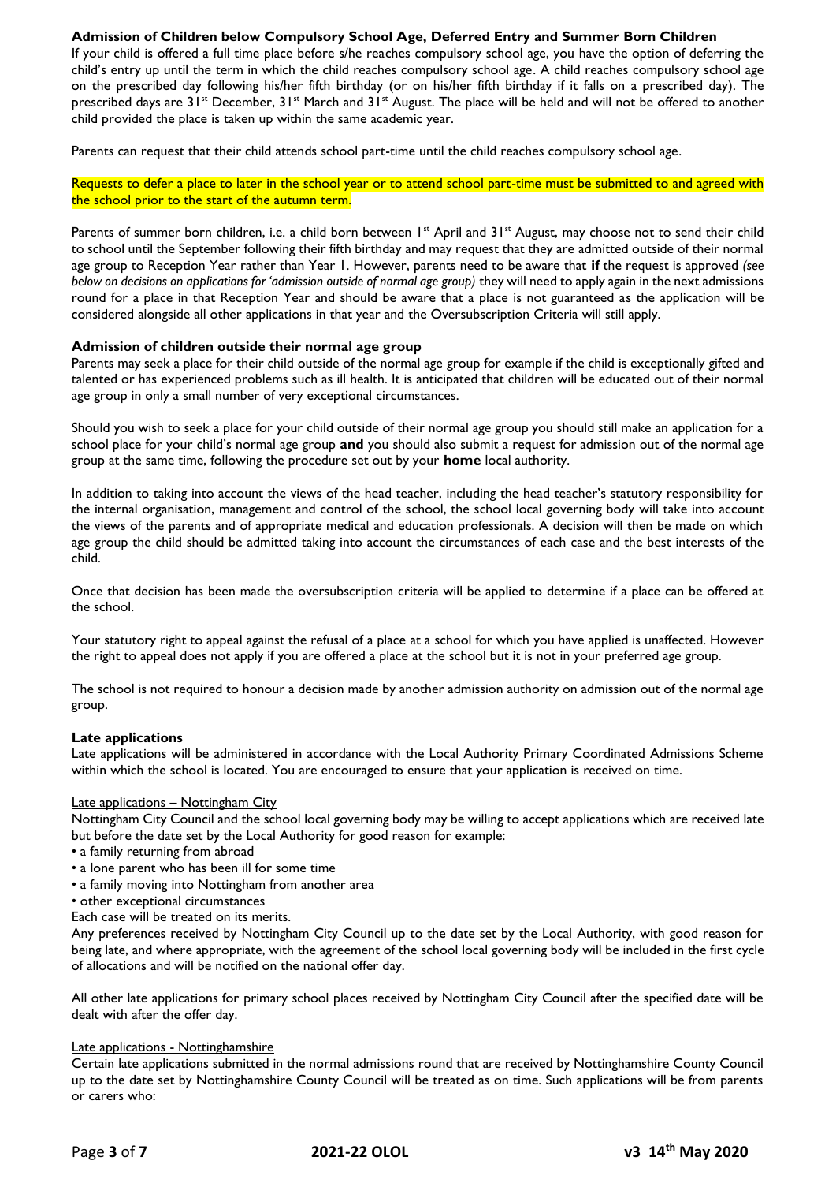### Admission of Children below Compulsory School Age, Deferred Entry and Summer Born Children

If your child is offered a full time place before s/he reaches compulsory school age, you have the option of deferring the child's entry up until the term in which the child reaches compulsory school age. A child reaches compulsory school age on the prescribed day following his/her fifth birthday (or on his/her fifth birthday if it falls on a prescribed day). The prescribed days are 31st December, 31st March and 31st August. The place will be held and will not be offered to another child provided the place is taken up within the same academic year.

Parents can request that their child attends school part-time until the child reaches compulsory school age.

Requests to defer a place to later in the school year or to attend school part-time must be submitted to and agreed with the school prior to the start of the autumn term.

Parents of summer born children, i.e. a child born between 1st April and 31st August, may choose not to send their child to school until the September following their fifth birthday and may request that they are admitted outside of their normal age group to Reception Year rather than Year 1. However, parents need to be aware that **if** the request is approved *(see below on decisions on applications for 'admission outside of normal age group)* they will need to apply again in the next admissions round for a place in that Reception Year and should be aware that a place is not guaranteed as the application will be considered alongside all other applications in that year and the Oversubscription Criteria will still apply.

### Admission of children outside their normal age group

Parents may seek a place for their child outside of the normal age group for example if the child is exceptionally gifted and talented or has experienced problems such as ill health. It is anticipated that children will be educated out of their normal age group in only a small number of very exceptional circumstances.

Should you wish to seek a place for your child outside of their normal age group you should still make an application for a school place for your child's normal age group **and** you should also submit a request for admission out of the normal age group at the same time, following the procedure set out by your **home** local authority.

In addition to taking into account the views of the head teacher, including the head teacher's statutory responsibility for the internal organisation, management and control of the school, the school local governing body will take into account the views of the parents and of appropriate medical and education professionals. A decision will then be made on which age group the child should be admitted taking into account the circumstances of each case and the best interests of the child.

Once that decision has been made the oversubscription criteria will be applied to determine if a place can be offered at the school.

Your statutory right to appeal against the refusal of a place at a school for which you have applied is unaffected. However the right to appeal does not apply if you are offered a place at the school but it is not in your preferred age group.

The school is not required to honour a decision made by another admission authority on admission out of the normal age group.

### Late applications

Late applications will be administered in accordance with the Local Authority Primary Coordinated Admissions Scheme within which the school is located. You are encouraged to ensure that your application is received on time.

Late applications – Nottingham City

Nottingham City Council and the school local governing body may be willing to accept applications which are received late but before the date set by the Local Authority for good reason for example:

- a family returning from abroad
- a lone parent who has been ill for some time
- a family moving into Nottingham from another area
- other exceptional circumstances

Each case will be treated on its merits.

Any preferences received by Nottingham City Council up to the date set by the Local Authority, with good reason for being late, and where appropriate, with the agreement of the school local governing body will be included in the first cycle of allocations and will be notified on the national offer day.

All other late applications for primary school places received by Nottingham City Council after the specified date will be dealt with after the offer day.

Late applications - Nottinghamshire

Certain late applications submitted in the normal admissions round that are received by Nottinghamshire County Council up to the date set by Nottinghamshire County Council will be treated as on time. Such applications will be from parents or carers who: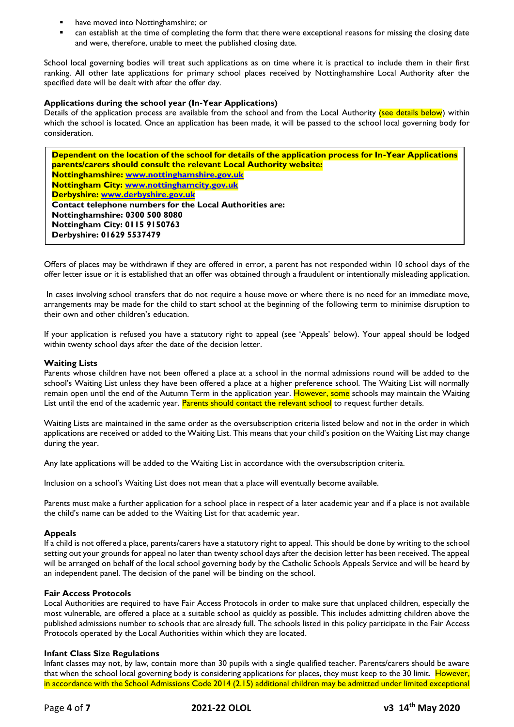- have moved into Nottinghamshire; or
- can establish at the time of completing the form that there were exceptional reasons for missing the closing date and were, therefore, unable to meet the published closing date.

School local governing bodies will treat such applications as on time where it is practical to include them in their first ranking. All other late applications for primary school places received by Nottinghamshire Local Authority after the specified date will be dealt with after the offer day.

**Applications during the school year (In-Year Applications)**

Details of the application process are available from the school and from the Local Authority (see details below) within which the school is located. Once an application has been made, it will be passed to the school local governing body for consideration.

> **Dependent on the location of the school for details of the application process for In-Year Applications parents/carers should consult the relevant Local Authority website:**
> **Nottinghamshire: www.nottinghamshire.gov.uk**
> **Nottingham City: www.nottinghamcity.gov.uk**
> **Derbyshire: www.derbyshire.gov.uk**
> **Contact telephone numbers for the Local Authorities are:**
> **Nottinghamshire: 0300 500 8080**
> **Nottingham City: 0115 9150763**
> **Derbyshire: 01629 5537479**

Offers of places may be withdrawn if they are offered in error, a parent has not responded within 10 school days of the offer letter issue or it is established that an offer was obtained through a fraudulent or intentionally misleading application.

In cases involving school transfers that do not require a house move or where there is no need for an immediate move, arrangements may be made for the child to start school at the beginning of the following term to minimise disruption to their own and other children's education.

If your application is refused you have a statutory right to appeal (see 'Appeals' below). Your appeal should be lodged within twenty school days after the date of the decision letter.

**Waiting Lists**

Parents whose children have not been offered a place at a school in the normal admissions round will be added to the school's Waiting List unless they have been offered a place at a higher preference school. The Waiting List will normally remain open until the end of the Autumn Term in the application year. However, some schools may maintain the Waiting List until the end of the academic year. Parents should contact the relevant school to request further details.

Waiting Lists are maintained in the same order as the oversubscription criteria listed below and not in the order in which applications are received or added to the Waiting List. This means that your child's position on the Waiting List may change during the year.

Any late applications will be added to the Waiting List in accordance with the oversubscription criteria.

Inclusion on a school's Waiting List does not mean that a place will eventually become available.

Parents must make a further application for a school place in respect of a later academic year and if a place is not available the child's name can be added to the Waiting List for that academic year.

**Appeals**

If a child is not offered a place, parents/carers have a statutory right to appeal. This should be done by writing to the school setting out your grounds for appeal no later than twenty school days after the decision letter has been received. The appeal will be arranged on behalf of the local school governing body by the Catholic Schools Appeals Service and will be heard by an independent panel. The decision of the panel will be binding on the school.

**Fair Access Protocols**

Local Authorities are required to have Fair Access Protocols in order to make sure that unplaced children, especially the most vulnerable, are offered a place at a suitable school as quickly as possible. This includes admitting children above the published admissions number to schools that are already full. The schools listed in this policy participate in the Fair Access Protocols operated by the Local Authorities within which they are located.

**Infant Class Size Regulations**

Infant classes may not, by law, contain more than 30 pupils with a single qualified teacher. Parents/carers should be aware that when the school local governing body is considering applications for places, they must keep to the 30 limit. However, in accordance with the School Admissions Code 2014 (2.15) additional children may be admitted under limited exceptional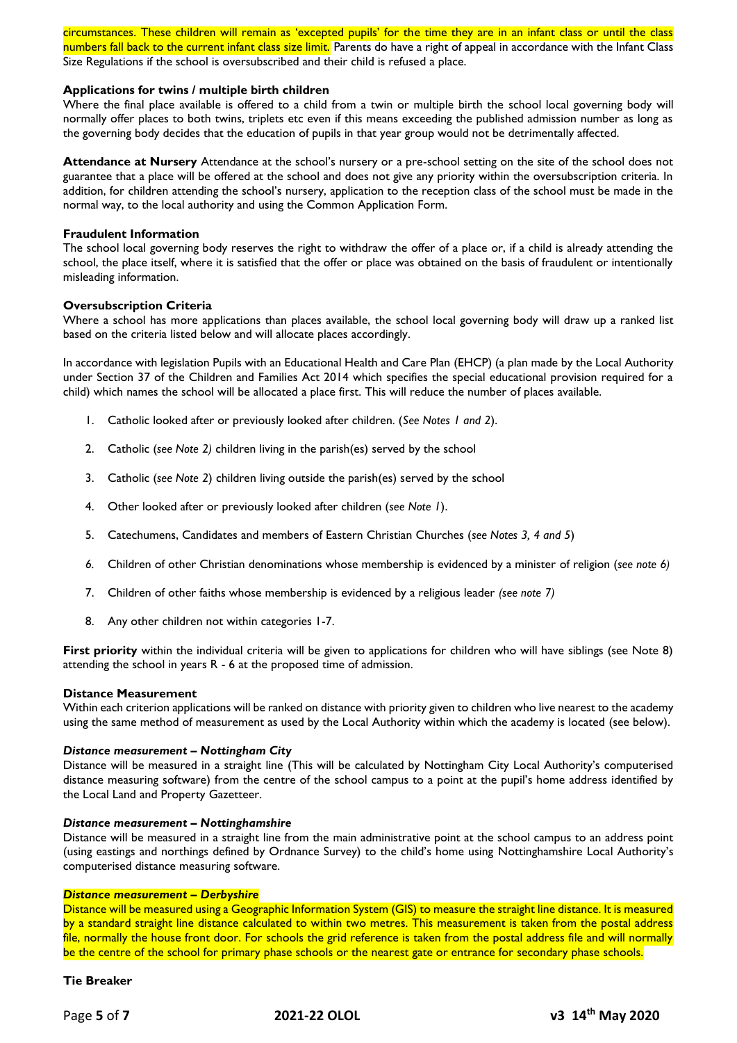circumstances. These children will remain as 'excepted pupils' for the time they are in an infant class or until the class numbers fall back to the current infant class size limit. Parents do have a right of appeal in accordance with the Infant Class Size Regulations if the school is oversubscribed and their child is refused a place.

**Applications for twins / multiple birth children**

Where the final place available is offered to a child from a twin or multiple birth the school local governing body will normally offer places to both twins, triplets etc even if this means exceeding the published admission number as long as the governing body decides that the education of pupils in that year group would not be detrimentally affected.

**Attendance at Nursery** Attendance at the school's nursery or a pre-school setting on the site of the school does not guarantee that a place will be offered at the school and does not give any priority within the oversubscription criteria. In addition, for children attending the school's nursery, application to the reception class of the school must be made in the normal way, to the local authority and using the Common Application Form.

**Fraudulent Information**

The school local governing body reserves the right to withdraw the offer of a place or, if a child is already attending the school, the place itself, where it is satisfied that the offer or place was obtained on the basis of fraudulent or intentionally misleading information.

**Oversubscription Criteria**

Where a school has more applications than places available, the school local governing body will draw up a ranked list based on the criteria listed below and will allocate places accordingly.

In accordance with legislation Pupils with an Educational Health and Care Plan (EHCP) (a plan made by the Local Authority under Section 37 of the Children and Families Act 2014 which specifies the special educational provision required for a child) which names the school will be allocated a place first. This will reduce the number of places available.

1. Catholic looked after or previously looked after children. (*See Notes 1 and 2*).
2. Catholic (*see Note 2)* children living in the parish(es) served by the school
3. Catholic (*see Note 2*) children living outside the parish(es) served by the school
4. Other looked after or previously looked after children (*see Note 1*).
5. Catechumens, Candidates and members of Eastern Christian Churches (*see Notes 3, 4 and 5*)
6. Children of other Christian denominations whose membership is evidenced by a minister of religion (*see note 6)*
7. Children of other faiths whose membership is evidenced by a religious leader *(see note 7)*
8. Any other children not within categories 1-7.

**First priority** within the individual criteria will be given to applications for children who will have siblings (see Note 8) attending the school in years R - 6 at the proposed time of admission.

**Distance Measurement**

Within each criterion applications will be ranked on distance with priority given to children who live nearest to the academy using the same method of measurement as used by the Local Authority within which the academy is located (see below).

***Distance measurement – Nottingham City***

Distance will be measured in a straight line (This will be calculated by Nottingham City Local Authority's computerised distance measuring software) from the centre of the school campus to a point at the pupil's home address identified by the Local Land and Property Gazetteer.

***Distance measurement – Nottinghamshire***

Distance will be measured in a straight line from the main administrative point at the school campus to an address point (using eastings and northings defined by Ordnance Survey) to the child's home using Nottinghamshire Local Authority's computerised distance measuring software.

***Distance measurement – Derbyshire***

Distance will be measured using a Geographic Information System (GIS) to measure the straight line distance. It is measured by a standard straight line distance calculated to within two metres. This measurement is taken from the postal address file, normally the house front door. For schools the grid reference is taken from the postal address file and will normally be the centre of the school for primary phase schools or the nearest gate or entrance for secondary phase schools.

**Tie Breaker**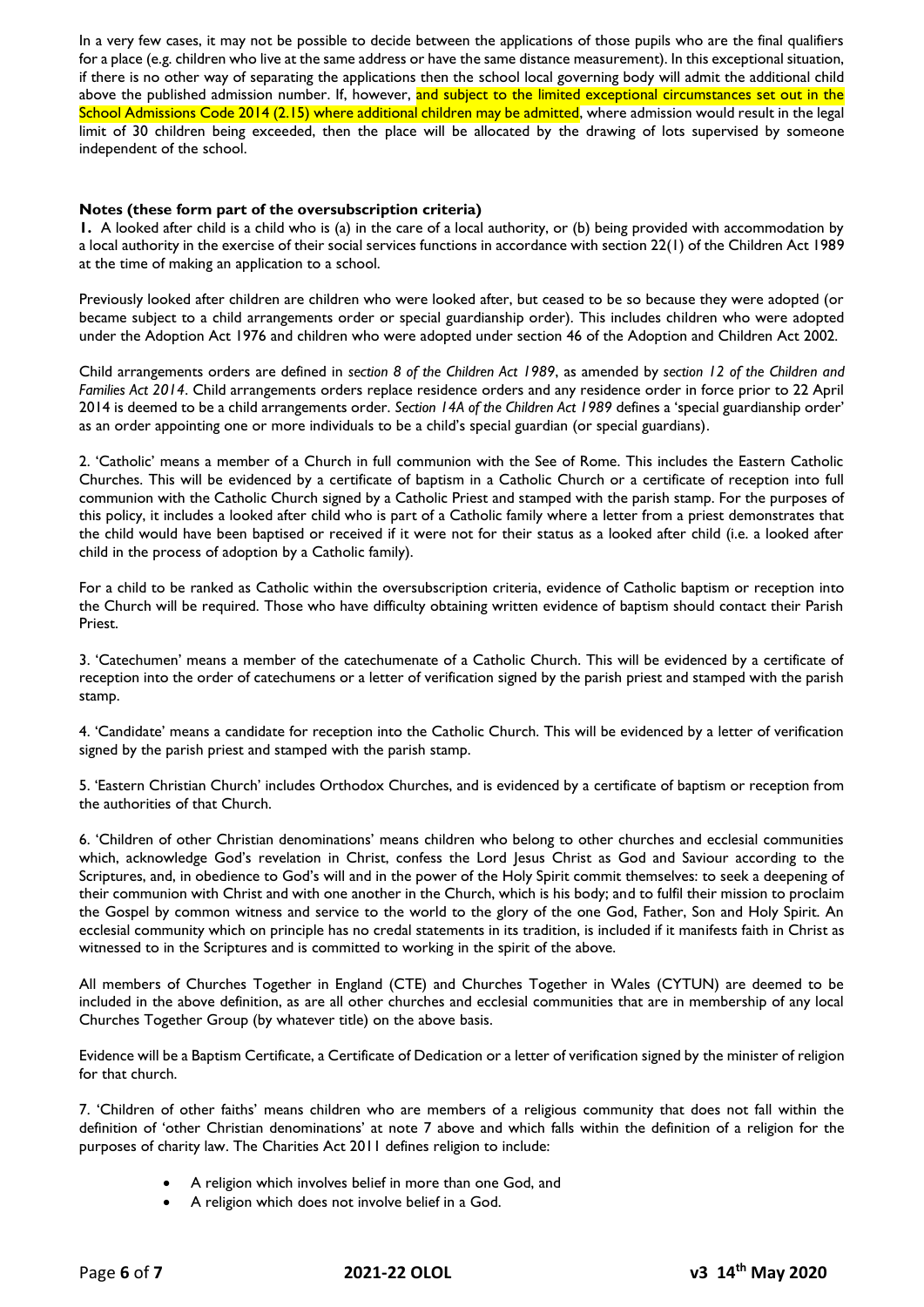In a very few cases, it may not be possible to decide between the applications of those pupils who are the final qualifiers for a place (e.g. children who live at the same address or have the same distance measurement). In this exceptional situation, if there is no other way of separating the applications then the school local governing body will admit the additional child above the published admission number. If, however, and subject to the limited exceptional circumstances set out in the School Admissions Code 2014 (2.15) where additional children may be admitted, where admission would result in the legal limit of 30 children being exceeded, then the place will be allocated by the drawing of lots supervised by someone independent of the school.

**Notes (these form part of the oversubscription criteria)**

**1.** A looked after child is a child who is (a) in the care of a local authority, or (b) being provided with accommodation by a local authority in the exercise of their social services functions in accordance with section 22(1) of the Children Act 1989 at the time of making an application to a school.

Previously looked after children are children who were looked after, but ceased to be so because they were adopted (or became subject to a child arrangements order or special guardianship order). This includes children who were adopted under the Adoption Act 1976 and children who were adopted under section 46 of the Adoption and Children Act 2002.

Child arrangements orders are defined in *section 8 of the Children Act 1989*, as amended by *section 12 of the Children and Families Act 2014*. Child arrangements orders replace residence orders and any residence order in force prior to 22 April 2014 is deemed to be a child arrangements order. *Section 14A of the Children Act 1989* defines a 'special guardianship order' as an order appointing one or more individuals to be a child's special guardian (or special guardians).

2. 'Catholic' means a member of a Church in full communion with the See of Rome. This includes the Eastern Catholic Churches. This will be evidenced by a certificate of baptism in a Catholic Church or a certificate of reception into full communion with the Catholic Church signed by a Catholic Priest and stamped with the parish stamp. For the purposes of this policy, it includes a looked after child who is part of a Catholic family where a letter from a priest demonstrates that the child would have been baptised or received if it were not for their status as a looked after child (i.e. a looked after child in the process of adoption by a Catholic family).

For a child to be ranked as Catholic within the oversubscription criteria, evidence of Catholic baptism or reception into the Church will be required. Those who have difficulty obtaining written evidence of baptism should contact their Parish Priest.

3. 'Catechumen' means a member of the catechumenate of a Catholic Church. This will be evidenced by a certificate of reception into the order of catechumens or a letter of verification signed by the parish priest and stamped with the parish stamp.

4. 'Candidate' means a candidate for reception into the Catholic Church. This will be evidenced by a letter of verification signed by the parish priest and stamped with the parish stamp.

5. 'Eastern Christian Church' includes Orthodox Churches, and is evidenced by a certificate of baptism or reception from the authorities of that Church.

6. 'Children of other Christian denominations' means children who belong to other churches and ecclesial communities which, acknowledge God's revelation in Christ, confess the Lord Jesus Christ as God and Saviour according to the Scriptures, and, in obedience to God's will and in the power of the Holy Spirit commit themselves: to seek a deepening of their communion with Christ and with one another in the Church, which is his body; and to fulfil their mission to proclaim the Gospel by common witness and service to the world to the glory of the one God, Father, Son and Holy Spirit. An ecclesial community which on principle has no credal statements in its tradition, is included if it manifests faith in Christ as witnessed to in the Scriptures and is committed to working in the spirit of the above.

All members of Churches Together in England (CTE) and Churches Together in Wales (CYTUN) are deemed to be included in the above definition, as are all other churches and ecclesial communities that are in membership of any local Churches Together Group (by whatever title) on the above basis.

Evidence will be a Baptism Certificate, a Certificate of Dedication or a letter of verification signed by the minister of religion for that church.

7. 'Children of other faiths' means children who are members of a religious community that does not fall within the definition of 'other Christian denominations' at note 7 above and which falls within the definition of a religion for the purposes of charity law. The Charities Act 2011 defines religion to include:

- A religion which involves belief in more than one God, and
- A religion which does not involve belief in a God.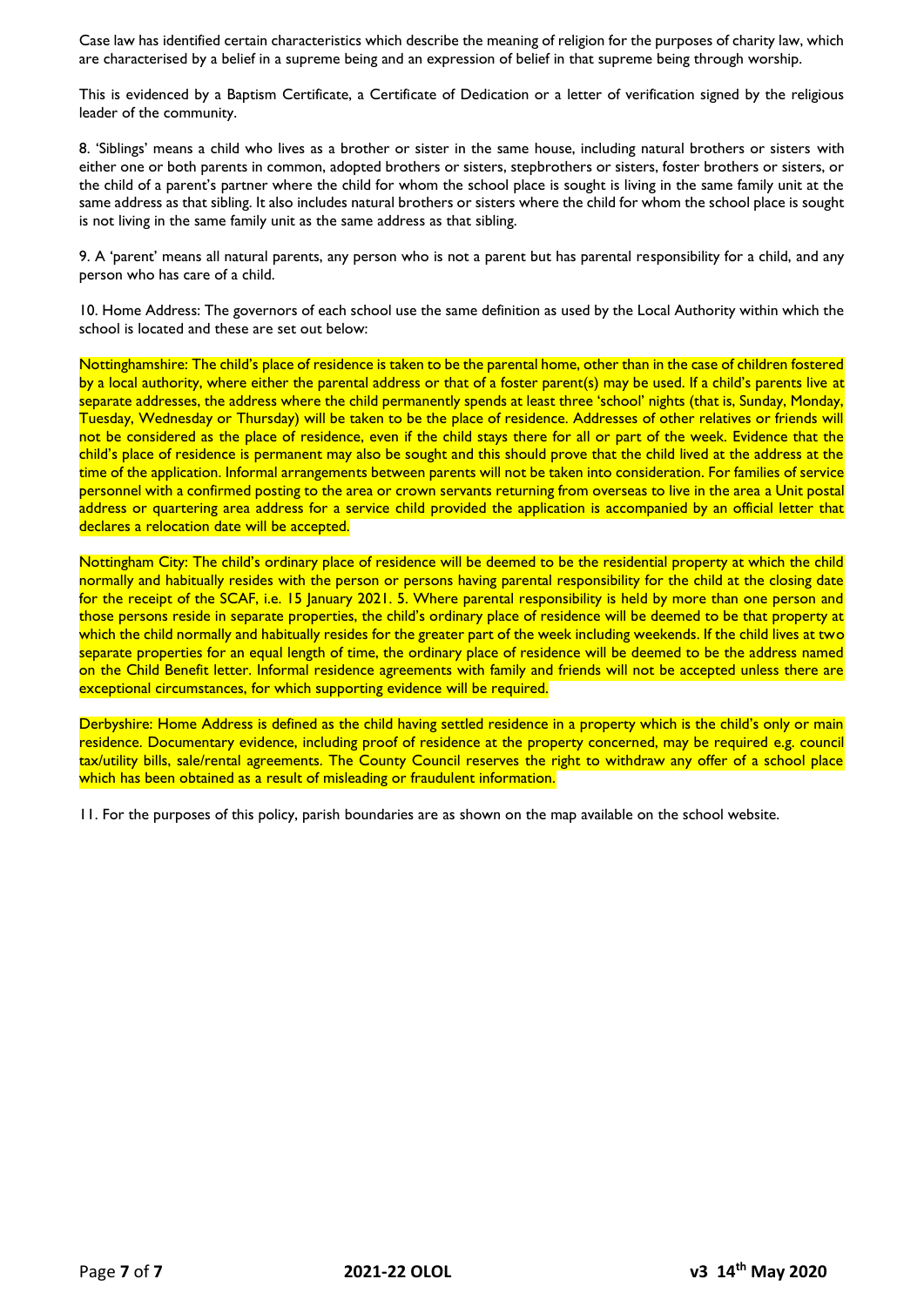Case law has identified certain characteristics which describe the meaning of religion for the purposes of charity law, which are characterised by a belief in a supreme being and an expression of belief in that supreme being through worship.

This is evidenced by a Baptism Certificate, a Certificate of Dedication or a letter of verification signed by the religious leader of the community.

8. 'Siblings' means a child who lives as a brother or sister in the same house, including natural brothers or sisters with either one or both parents in common, adopted brothers or sisters, stepbrothers or sisters, foster brothers or sisters, or the child of a parent's partner where the child for whom the school place is sought is living in the same family unit at the same address as that sibling. It also includes natural brothers or sisters where the child for whom the school place is sought is not living in the same family unit as the same address as that sibling.

9. A 'parent' means all natural parents, any person who is not a parent but has parental responsibility for a child, and any person who has care of a child.

10. Home Address: The governors of each school use the same definition as used by the Local Authority within which the school is located and these are set out below:

Nottinghamshire: The child's place of residence is taken to be the parental home, other than in the case of children fostered by a local authority, where either the parental address or that of a foster parent(s) may be used. If a child's parents live at separate addresses, the address where the child permanently spends at least three 'school' nights (that is, Sunday, Monday, Tuesday, Wednesday or Thursday) will be taken to be the place of residence. Addresses of other relatives or friends will not be considered as the place of residence, even if the child stays there for all or part of the week. Evidence that the child's place of residence is permanent may also be sought and this should prove that the child lived at the address at the time of the application. Informal arrangements between parents will not be taken into consideration. For families of service personnel with a confirmed posting to the area or crown servants returning from overseas to live in the area a Unit postal address or quartering area address for a service child provided the application is accompanied by an official letter that declares a relocation date will be accepted.

Nottingham City: The child's ordinary place of residence will be deemed to be the residential property at which the child normally and habitually resides with the person or persons having parental responsibility for the child at the closing date for the receipt of the SCAF, i.e. 15 January 2021. 5. Where parental responsibility is held by more than one person and those persons reside in separate properties, the child's ordinary place of residence will be deemed to be that property at which the child normally and habitually resides for the greater part of the week including weekends. If the child lives at two separate properties for an equal length of time, the ordinary place of residence will be deemed to be the address named on the Child Benefit letter. Informal residence agreements with family and friends will not be accepted unless there are exceptional circumstances, for which supporting evidence will be required.

Derbyshire: Home Address is defined as the child having settled residence in a property which is the child's only or main residence. Documentary evidence, including proof of residence at the property concerned, may be required e.g. council tax/utility bills, sale/rental agreements. The County Council reserves the right to withdraw any offer of a school place which has been obtained as a result of misleading or fraudulent information.

11. For the purposes of this policy, parish boundaries are as shown on the map available on the school website.